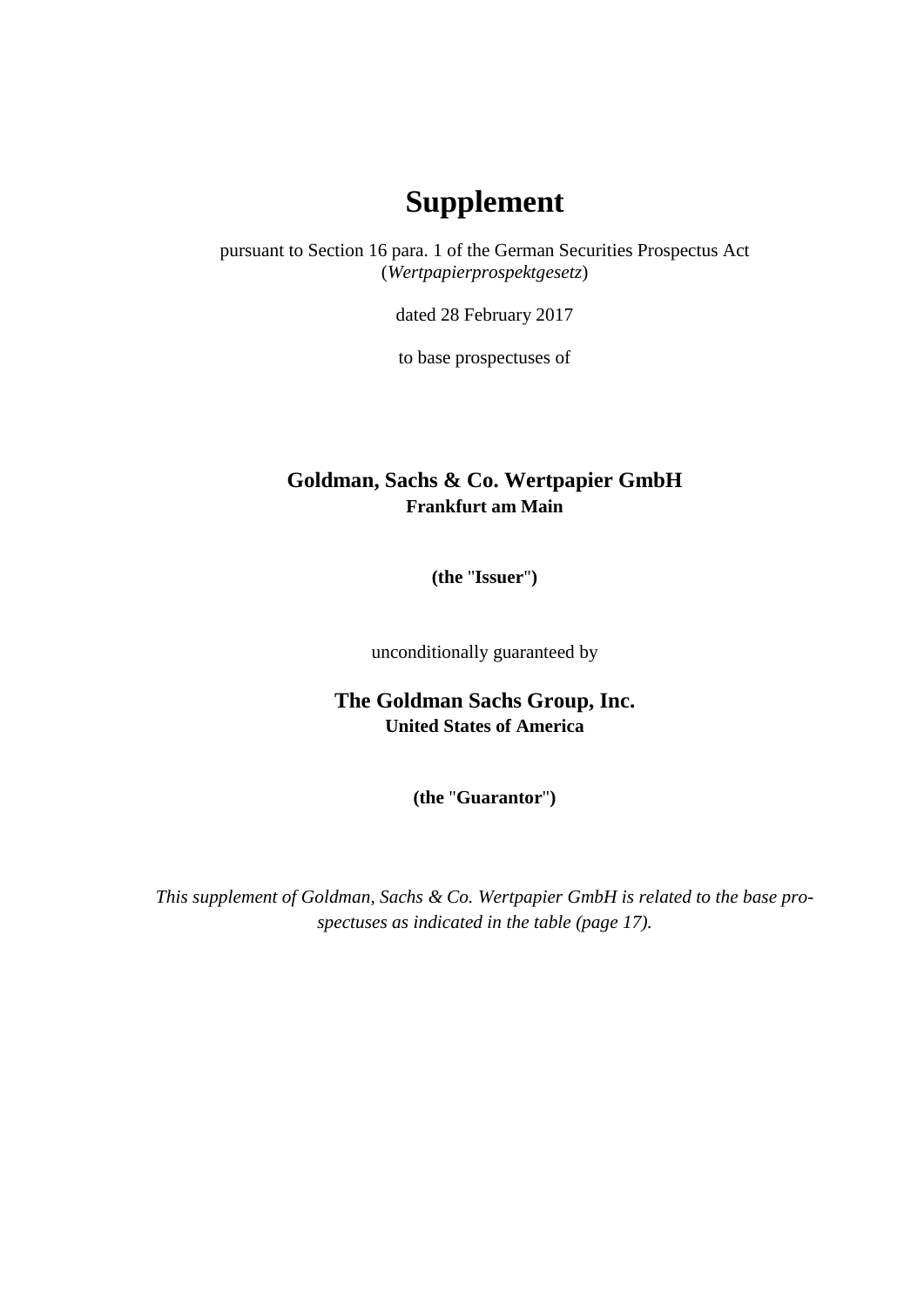# Supplement

pursuant to Section 16 para. 1 of the German Securities Prospectus Act (*Wertpapierprospektgesetz*)

dated 28 February 2017

to base prospectuses of

**Goldman, Sachs & Co. Wertpapier GmbH**
**Frankfurt am Main**

**(the "Issuer")**

unconditionally guaranteed by

**The Goldman Sachs Group, Inc.**
**United States of America**

**(the "Guarantor")**

*This supplement of Goldman, Sachs & Co. Wertpapier GmbH is related to the base prospectuses as indicated in the table (page 17).*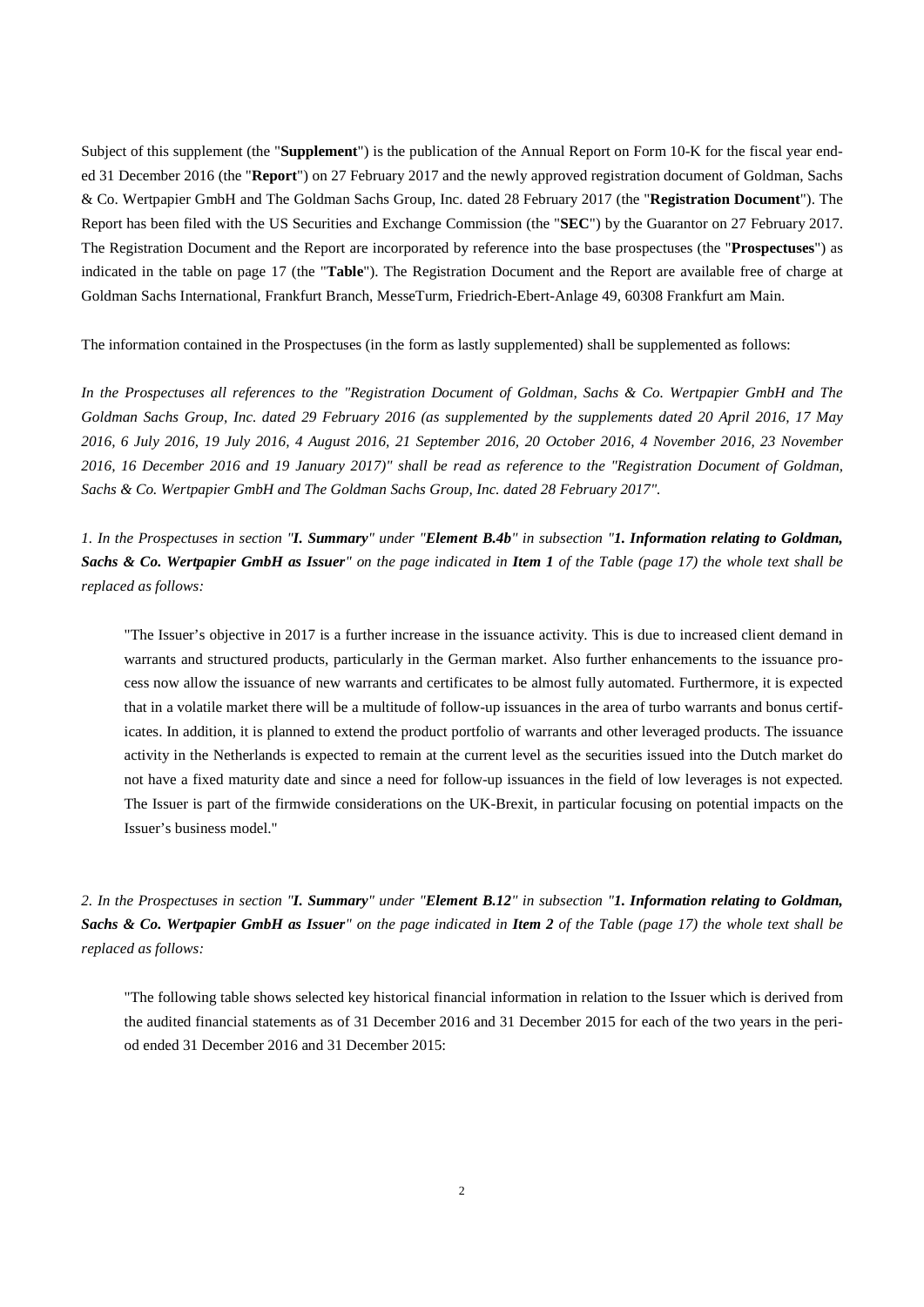Subject of this supplement (the "**Supplement**") is the publication of the Annual Report on Form 10-K for the fiscal year ended 31 December 2016 (the "**Report**") on 27 February 2017 and the newly approved registration document of Goldman, Sachs & Co. Wertpapier GmbH and The Goldman Sachs Group, Inc. dated 28 February 2017 (the "**Registration Document**"). The Report has been filed with the US Securities and Exchange Commission (the "**SEC**") by the Guarantor on 27 February 2017. The Registration Document and the Report are incorporated by reference into the base prospectuses (the "**Prospectuses**") as indicated in the table on page 17 (the "**Table**"). The Registration Document and the Report are available free of charge at Goldman Sachs International, Frankfurt Branch, MesseTurm, Friedrich-Ebert-Anlage 49, 60308 Frankfurt am Main.

The information contained in the Prospectuses (in the form as lastly supplemented) shall be supplemented as follows:

*In the Prospectuses all references to the "Registration Document of Goldman, Sachs & Co. Wertpapier GmbH and The Goldman Sachs Group, Inc. dated 29 February 2016 (as supplemented by the supplements dated 20 April 2016, 17 May 2016, 6 July 2016, 19 July 2016, 4 August 2016, 21 September 2016, 20 October 2016, 4 November 2016, 23 November 2016, 16 December 2016 and 19 January 2017)" shall be read as reference to the "Registration Document of Goldman, Sachs & Co. Wertpapier GmbH and The Goldman Sachs Group, Inc. dated 28 February 2017".*

*1. In the Prospectuses in section "**I. Summary**" under "**Element B.4b**" in subsection "**1. Information relating to Goldman, Sachs & Co. Wertpapier GmbH as Issuer**" on the page indicated in **Item 1** of the Table (page 17) the whole text shall be replaced as follows:*

"The Issuer's objective in 2017 is a further increase in the issuance activity. This is due to increased client demand in warrants and structured products, particularly in the German market. Also further enhancements to the issuance process now allow the issuance of new warrants and certificates to be almost fully automated. Furthermore, it is expected that in a volatile market there will be a multitude of follow-up issuances in the area of turbo warrants and bonus certificates. In addition, it is planned to extend the product portfolio of warrants and other leveraged products. The issuance activity in the Netherlands is expected to remain at the current level as the securities issued into the Dutch market do not have a fixed maturity date and since a need for follow-up issuances in the field of low leverages is not expected. The Issuer is part of the firmwide considerations on the UK-Brexit, in particular focusing on potential impacts on the Issuer's business model."

*2. In the Prospectuses in section "**I. Summary**" under "**Element B.12**" in subsection "**1. Information relating to Goldman, Sachs & Co. Wertpapier GmbH as Issuer**" on the page indicated in **Item 2** of the Table (page 17) the whole text shall be replaced as follows:*

"The following table shows selected key historical financial information in relation to the Issuer which is derived from the audited financial statements as of 31 December 2016 and 31 December 2015 for each of the two years in the period ended 31 December 2016 and 31 December 2015: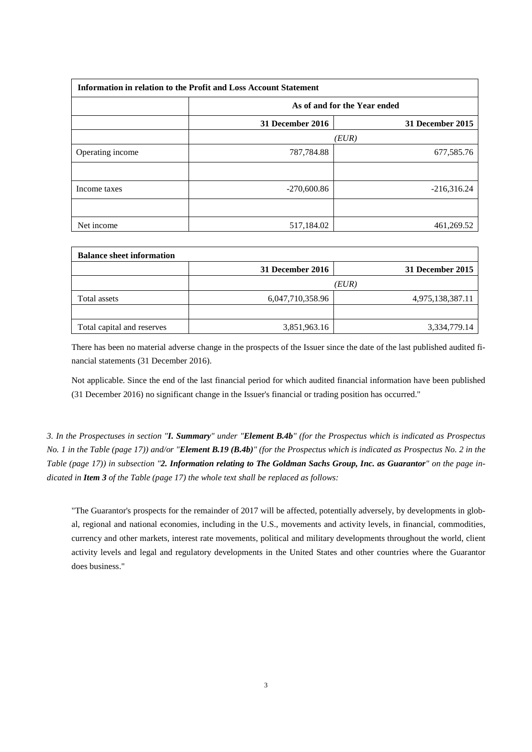| Information in relation to the Profit and Loss Account Statement | | |
|---|---|---|
| | As of and for the Year ended | |
| | **31 December 2016** | **31 December 2015** |
| | *(EUR)* | |
| Operating income | 787,784.88 | 677,585.76 |
| | | |
| Income taxes | -270,600.86 | -216,316.24 |
| | | |
| Net income | 517,184.02 | 461,269.52 |

| Balance sheet information | | |
|---|---|---|
| | **31 December 2016** | **31 December 2015** |
| | *(EUR)* | |
| Total assets | 6,047,710,358.96 | 4,975,138,387.11 |
| | | |
| Total capital and reserves | 3,851,963.16 | 3,334,779.14 |

There has been no material adverse change in the prospects of the Issuer since the date of the last published audited financial statements (31 December 2016).

Not applicable. Since the end of the last financial period for which audited financial information have been published (31 December 2016) no significant change in the Issuer's financial or trading position has occurred."

*3. In the Prospectuses in section "**I. Summary**" under "**Element B.4b**" (for the Prospectus which is indicated as Prospectus No. 1 in the Table (page 17)) and/or "**Element B.19 (B.4b)**" (for the Prospectus which is indicated as Prospectus No. 2 in the Table (page 17)) in subsection "**2. Information relating to The Goldman Sachs Group, Inc. as Guarantor**" on the page indicated in **Item 3** of the Table (page 17) the whole text shall be replaced as follows:*

"The Guarantor's prospects for the remainder of 2017 will be affected, potentially adversely, by developments in global, regional and national economies, including in the U.S., movements and activity levels, in financial, commodities, currency and other markets, interest rate movements, political and military developments throughout the world, client activity levels and legal and regulatory developments in the United States and other countries where the Guarantor does business."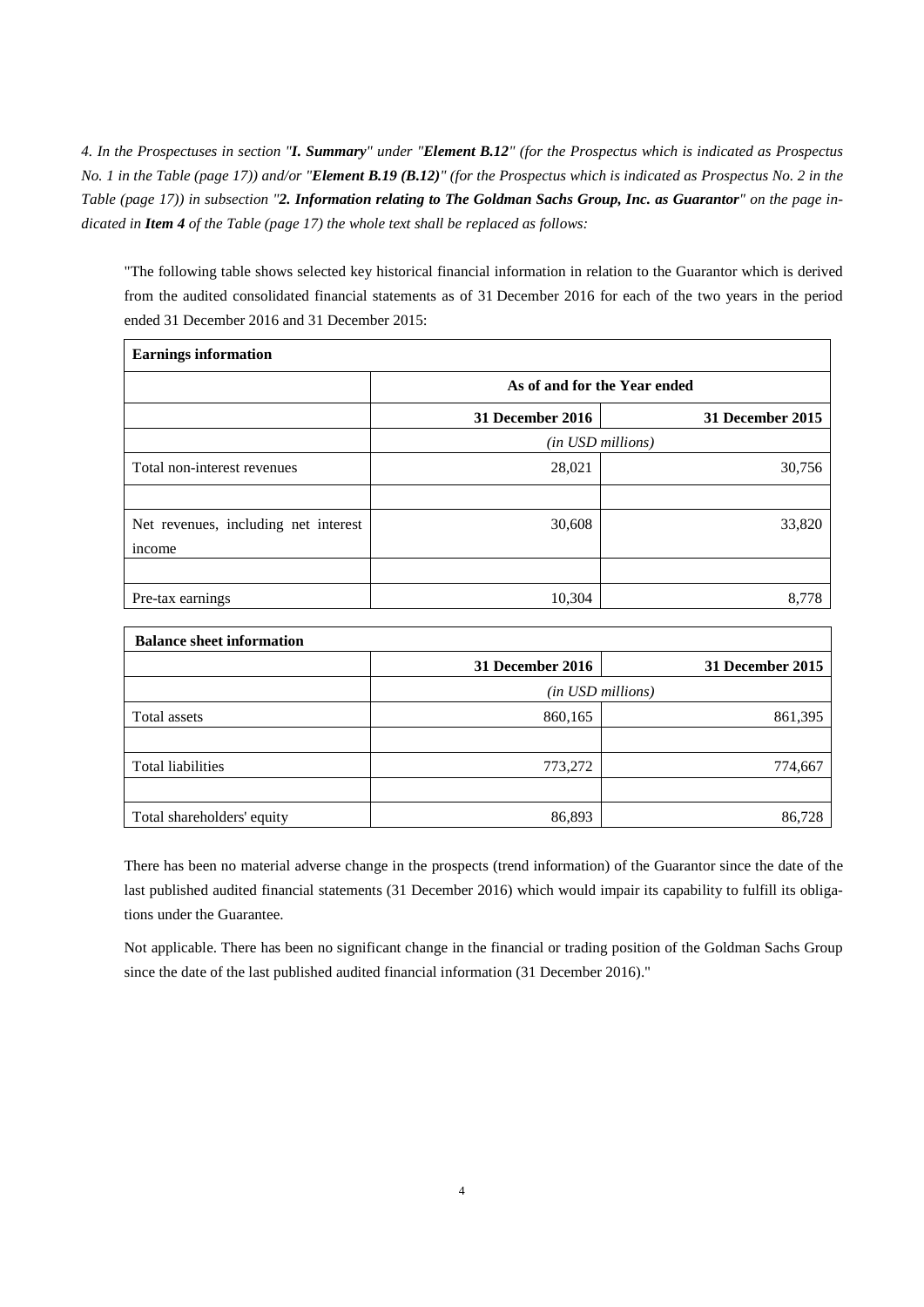*4. In the Prospectuses in section "**I. Summary**" under "**Element B.12**" (for the Prospectus which is indicated as Prospectus No. 1 in the Table (page 17)) and/or "**Element B.19 (B.12)**" (for the Prospectus which is indicated as Prospectus No. 2 in the Table (page 17)) in subsection "**2. Information relating to The Goldman Sachs Group, Inc. as Guarantor**" on the page indicated in **Item 4** of the Table (page 17) the whole text shall be replaced as follows:*

"The following table shows selected key historical financial information in relation to the Guarantor which is derived from the audited consolidated financial statements as of 31 December 2016 for each of the two years in the period ended 31 December 2016 and 31 December 2015:

| **Earnings information** | | |
|---|---|---|
| | **As of and for the Year ended** | |
| | **31 December 2016** | **31 December 2015** |
| | *(in USD millions)* | |
| Total non-interest revenues | 28,021 | 30,756 |
| | | |
| Net revenues, including net interest income | 30,608 | 33,820 |
| | | |
| Pre-tax earnings | 10,304 | 8,778 |

| **Balance sheet information** | | |
|---|---|---|
| | **31 December 2016** | **31 December 2015** |
| | *(in USD millions)* | |
| Total assets | 860,165 | 861,395 |
| | | |
| Total liabilities | 773,272 | 774,667 |
| | | |
| Total shareholders' equity | 86,893 | 86,728 |

There has been no material adverse change in the prospects (trend information) of the Guarantor since the date of the last published audited financial statements (31 December 2016) which would impair its capability to fulfill its obligations under the Guarantee.

Not applicable. There has been no significant change in the financial or trading position of the Goldman Sachs Group since the date of the last published audited financial information (31 December 2016)."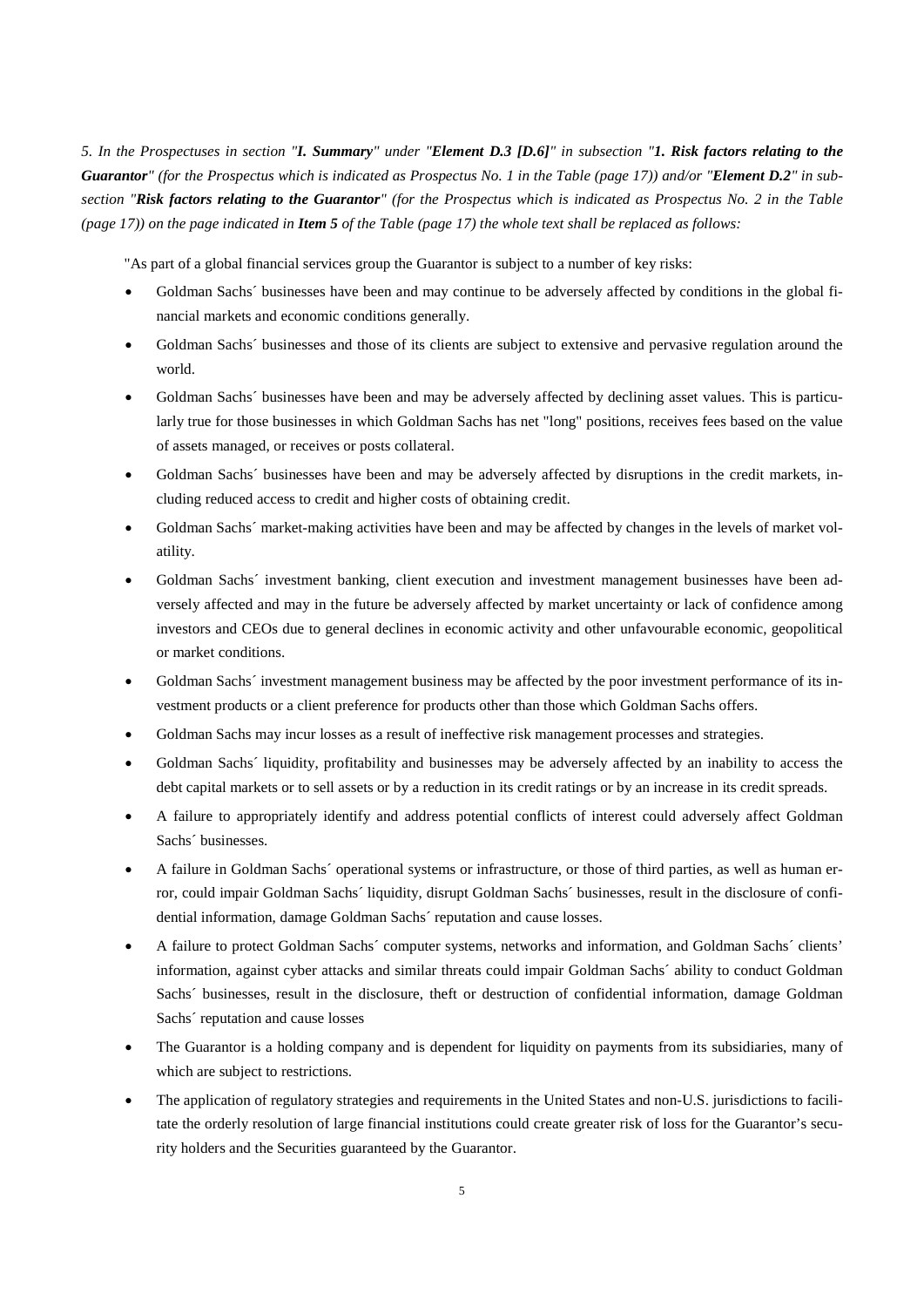*5. In the Prospectuses in section "**I. Summary**" under "**Element D.3 [D.6]**" in subsection "**1. Risk factors relating to the Guarantor**" (for the Prospectus which is indicated as Prospectus No. 1 in the Table (page 17)) and/or "**Element D.2**" in subsection "**Risk factors relating to the Guarantor**" (for the Prospectus which is indicated as Prospectus No. 2 in the Table (page 17)) on the page indicated in **Item 5** of the Table (page 17) the whole text shall be replaced as follows:*

"As part of a global financial services group the Guarantor is subject to a number of key risks:

- Goldman Sachs´ businesses have been and may continue to be adversely affected by conditions in the global financial markets and economic conditions generally.
- Goldman Sachs´ businesses and those of its clients are subject to extensive and pervasive regulation around the world.
- Goldman Sachs´ businesses have been and may be adversely affected by declining asset values. This is particularly true for those businesses in which Goldman Sachs has net "long" positions, receives fees based on the value of assets managed, or receives or posts collateral.
- Goldman Sachs´ businesses have been and may be adversely affected by disruptions in the credit markets, including reduced access to credit and higher costs of obtaining credit.
- Goldman Sachs´ market-making activities have been and may be affected by changes in the levels of market volatility.
- Goldman Sachs´ investment banking, client execution and investment management businesses have been adversely affected and may in the future be adversely affected by market uncertainty or lack of confidence among investors and CEOs due to general declines in economic activity and other unfavourable economic, geopolitical or market conditions.
- Goldman Sachs´ investment management business may be affected by the poor investment performance of its investment products or a client preference for products other than those which Goldman Sachs offers.
- Goldman Sachs may incur losses as a result of ineffective risk management processes and strategies.
- Goldman Sachs´ liquidity, profitability and businesses may be adversely affected by an inability to access the debt capital markets or to sell assets or by a reduction in its credit ratings or by an increase in its credit spreads.
- A failure to appropriately identify and address potential conflicts of interest could adversely affect Goldman Sachs´ businesses.
- A failure in Goldman Sachs´ operational systems or infrastructure, or those of third parties, as well as human error, could impair Goldman Sachs´ liquidity, disrupt Goldman Sachs´ businesses, result in the disclosure of confidential information, damage Goldman Sachs´ reputation and cause losses.
- A failure to protect Goldman Sachs´ computer systems, networks and information, and Goldman Sachs´ clients' information, against cyber attacks and similar threats could impair Goldman Sachs´ ability to conduct Goldman Sachs´ businesses, result in the disclosure, theft or destruction of confidential information, damage Goldman Sachs´ reputation and cause losses
- The Guarantor is a holding company and is dependent for liquidity on payments from its subsidiaries, many of which are subject to restrictions.
- The application of regulatory strategies and requirements in the United States and non-U.S. jurisdictions to facilitate the orderly resolution of large financial institutions could create greater risk of loss for the Guarantor's security holders and the Securities guaranteed by the Guarantor.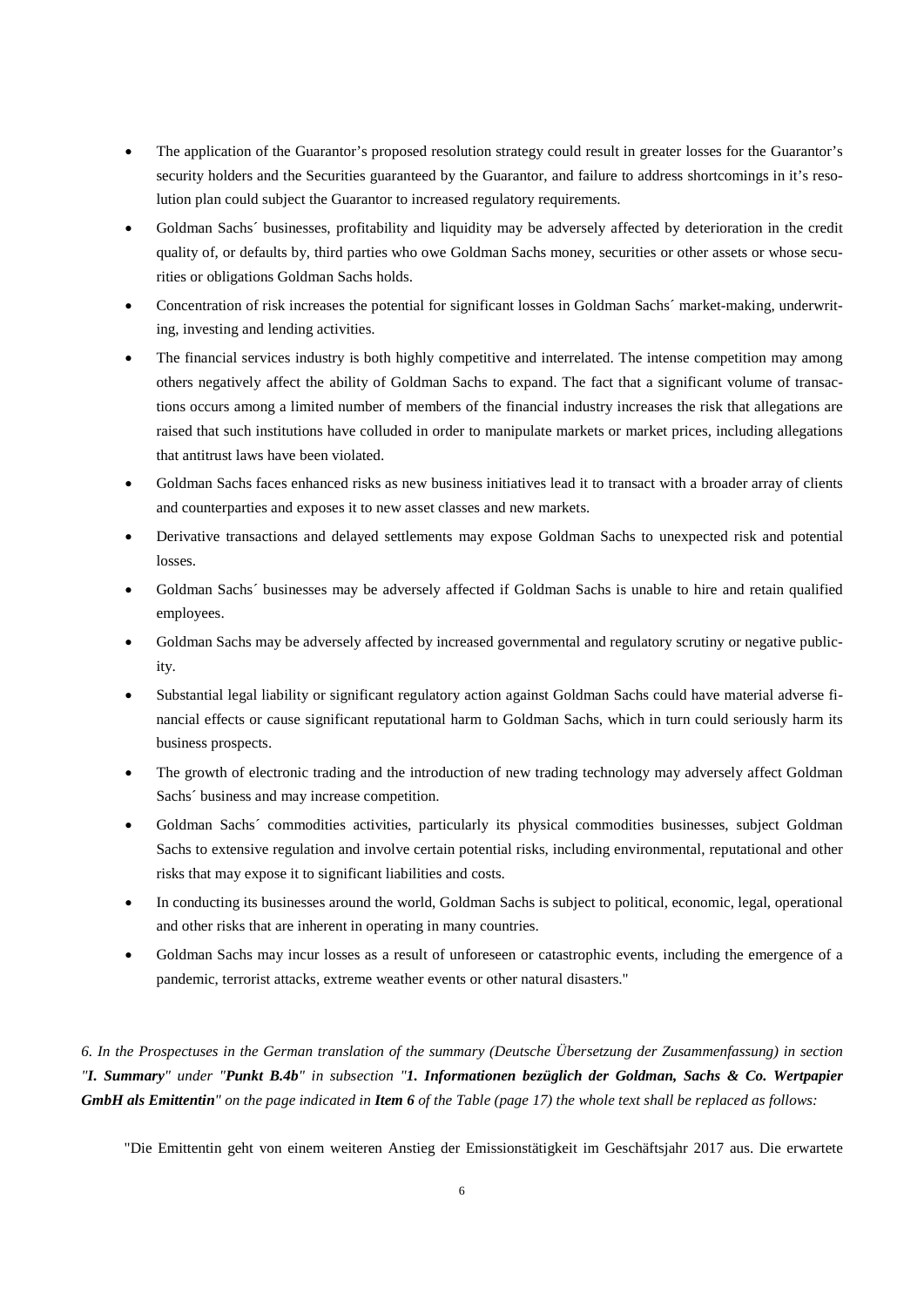- The application of the Guarantor's proposed resolution strategy could result in greater losses for the Guarantor's security holders and the Securities guaranteed by the Guarantor, and failure to address shortcomings in it's resolution plan could subject the Guarantor to increased regulatory requirements.
- Goldman Sachs´ businesses, profitability and liquidity may be adversely affected by deterioration in the credit quality of, or defaults by, third parties who owe Goldman Sachs money, securities or other assets or whose securities or obligations Goldman Sachs holds.
- Concentration of risk increases the potential for significant losses in Goldman Sachs´ market-making, underwriting, investing and lending activities.
- The financial services industry is both highly competitive and interrelated. The intense competition may among others negatively affect the ability of Goldman Sachs to expand. The fact that a significant volume of transactions occurs among a limited number of members of the financial industry increases the risk that allegations are raised that such institutions have colluded in order to manipulate markets or market prices, including allegations that antitrust laws have been violated.
- Goldman Sachs faces enhanced risks as new business initiatives lead it to transact with a broader array of clients and counterparties and exposes it to new asset classes and new markets.
- Derivative transactions and delayed settlements may expose Goldman Sachs to unexpected risk and potential losses.
- Goldman Sachs´ businesses may be adversely affected if Goldman Sachs is unable to hire and retain qualified employees.
- Goldman Sachs may be adversely affected by increased governmental and regulatory scrutiny or negative publicity.
- Substantial legal liability or significant regulatory action against Goldman Sachs could have material adverse financial effects or cause significant reputational harm to Goldman Sachs, which in turn could seriously harm its business prospects.
- The growth of electronic trading and the introduction of new trading technology may adversely affect Goldman Sachs´ business and may increase competition.
- Goldman Sachs´ commodities activities, particularly its physical commodities businesses, subject Goldman Sachs to extensive regulation and involve certain potential risks, including environmental, reputational and other risks that may expose it to significant liabilities and costs.
- In conducting its businesses around the world, Goldman Sachs is subject to political, economic, legal, operational and other risks that are inherent in operating in many countries.
- Goldman Sachs may incur losses as a result of unforeseen or catastrophic events, including the emergence of a pandemic, terrorist attacks, extreme weather events or other natural disasters."

*6. In the Prospectuses in the German translation of the summary (Deutsche Übersetzung der Zusammenfassung) in section "**I. Summary**" under "**Punkt B.4b**" in subsection "**1. Informationen bezüglich der Goldman, Sachs & Co. Wertpapier GmbH als Emittentin**" on the page indicated in **Item 6** of the Table (page 17) the whole text shall be replaced as follows:*

"Die Emittentin geht von einem weiteren Anstieg der Emissionstätigkeit im Geschäftsjahr 2017 aus. Die erwartete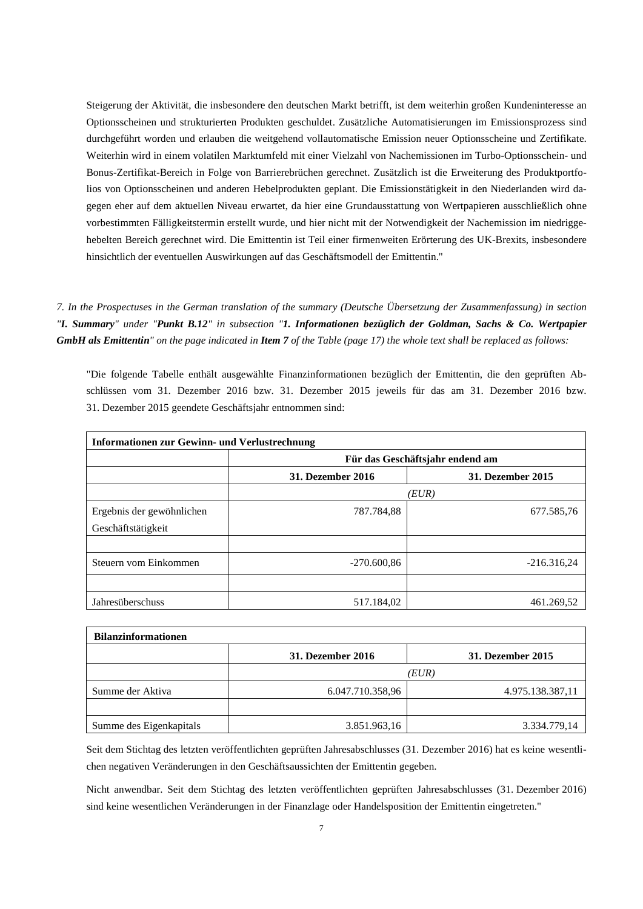Steigerung der Aktivität, die insbesondere den deutschen Markt betrifft, ist dem weiterhin großen Kundeninteresse an Optionsscheinen und strukturierten Produkten geschuldet. Zusätzliche Automatisierungen im Emissionsprozess sind durchgeführt worden und erlauben die weitgehend vollautomatische Emission neuer Optionsscheine und Zertifikate. Weiterhin wird in einem volatilen Marktumfeld mit einer Vielzahl von Nachemissionen im Turbo-Optionsschein- und Bonus-Zertifikat-Bereich in Folge von Barrierebrüchen gerechnet. Zusätzlich ist die Erweiterung des Produktportfolios von Optionsscheinen und anderen Hebelprodukten geplant. Die Emissionstätigkeit in den Niederlanden wird dagegen eher auf dem aktuellen Niveau erwartet, da hier eine Grundausstattung von Wertpapieren ausschließlich ohne vorbestimmten Fälligkeitstermin erstellt wurde, und hier nicht mit der Notwendigkeit der Nachemission im niedriggehebelten Bereich gerechnet wird. Die Emittentin ist Teil einer firmenweiten Erörterung des UK-Brexits, insbesondere hinsichtlich der eventuellen Auswirkungen auf das Geschäftsmodell der Emittentin."

*7. In the Prospectuses in the German translation of the summary (Deutsche Übersetzung der Zusammenfassung) in section "**I. Summary**" under "**Punkt B.12**" in subsection "**1. Informationen bezüglich der Goldman, Sachs & Co. Wertpapier GmbH als Emittentin**" on the page indicated in **Item 7** of the Table (page 17) the whole text shall be replaced as follows:*

"Die folgende Tabelle enthält ausgewählte Finanzinformationen bezüglich der Emittentin, die den geprüften Abschlüssen vom 31. Dezember 2016 bzw. 31. Dezember 2015 jeweils für das am 31. Dezember 2016 bzw. 31. Dezember 2015 geendete Geschäftsjahr entnommen sind:

| **Informationen zur Gewinn- und Verlustrechnung** | | |
|---|---|---|
| | **Für das Geschäftsjahr endend am** | |
| | **31. Dezember 2016** | **31. Dezember 2015** |
| | *(EUR)* | |
| Ergebnis der gewöhnlichen Geschäftstätigkeit | 787.784,88 | 677.585,76 |
| | | |
| Steuern vom Einkommen | -270.600,86 | -216.316,24 |
| | | |
| Jahresüberschuss | 517.184,02 | 461.269,52 |

| **Bilanzinformationen** | | |
|---|---|---|
| | **31. Dezember 2016** | **31. Dezember 2015** |
| | *(EUR)* | |
| Summe der Aktiva | 6.047.710.358,96 | 4.975.138.387,11 |
| | | |
| Summe des Eigenkapitals | 3.851.963,16 | 3.334.779,14 |

Seit dem Stichtag des letzten veröffentlichten geprüften Jahresabschlusses (31. Dezember 2016) hat es keine wesentlichen negativen Veränderungen in den Geschäftsaussichten der Emittentin gegeben.

Nicht anwendbar. Seit dem Stichtag des letzten veröffentlichten geprüften Jahresabschlusses (31. Dezember 2016) sind keine wesentlichen Veränderungen in der Finanzlage oder Handelsposition der Emittentin eingetreten."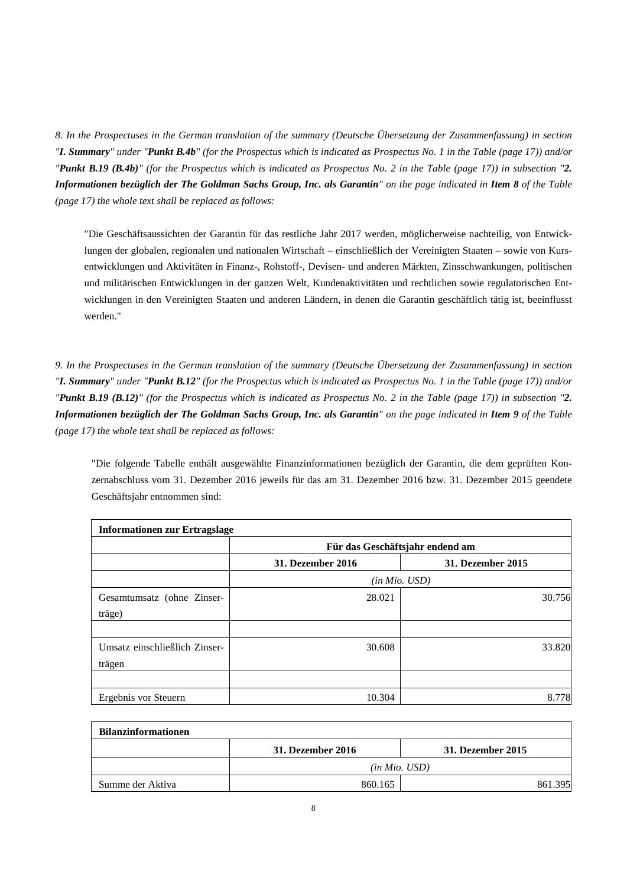*8. In the Prospectuses in the German translation of the summary (Deutsche Übersetzung der Zusammenfassung) in section "**I. Summary**" under "**Punkt B.4b**" (for the Prospectus which is indicated as Prospectus No. 1 in the Table (page 17)) and/or "**Punkt B.19 (B.4b)**" (for the Prospectus which is indicated as Prospectus No. 2 in the Table (page 17)) in subsection "**2. Informationen bezüglich der The Goldman Sachs Group, Inc. als Garantin**" on the page indicated in **Item 8** of the Table (page 17) the whole text shall be replaced as follows:*

"Die Geschäftsaussichten der Garantin für das restliche Jahr 2017 werden, möglicherweise nachteilig, von Entwicklungen der globalen, regionalen und nationalen Wirtschaft – einschließlich der Vereinigten Staaten – sowie von Kursentwicklungen und Aktivitäten in Finanz-, Rohstoff-, Devisen- und anderen Märkten, Zinsschwankungen, politischen und militärischen Entwicklungen in der ganzen Welt, Kundenaktivitäten und rechtlichen sowie regulatorischen Entwicklungen in den Vereinigten Staaten und anderen Ländern, in denen die Garantin geschäftlich tätig ist, beeinflusst werden."

*9. In the Prospectuses in the German translation of the summary (Deutsche Übersetzung der Zusammenfassung) in section "**I. Summary**" under "**Punkt B.12**" (for the Prospectus which is indicated as Prospectus No. 1 in the Table (page 17)) and/or "**Punkt B.19 (B.12)**" (for the Prospectus which is indicated as Prospectus No. 2 in the Table (page 17)) in subsection "**2. Informationen bezüglich der The Goldman Sachs Group, Inc. als Garantin**" on the page indicated in **Item 9** of the Table (page 17) the whole text shall be replaced as follows:*

"Die folgende Tabelle enthält ausgewählte Finanzinformationen bezüglich der Garantin, die dem geprüften Konzernabschluss vom 31. Dezember 2016 jeweils für das am 31. Dezember 2016 bzw. 31. Dezember 2015 geendete Geschäftsjahr entnommen sind:

| **Informationen zur Ertragslage** | | |
|---|---|---|
| | **Für das Geschäftsjahr endend am** | |
| | **31. Dezember 2016** | **31. Dezember 2015** |
| | *(in Mio. USD)* | |
| Gesamtumsatz (ohne Zinserträge) | 28.021 | 30.756 |
| | | |
| Umsatz einschließlich Zinserträgen | 30.608 | 33.820 |
| | | |
| Ergebnis vor Steuern | 10.304 | 8.778 |

| **Bilanzinformationen** | | |
|---|---|---|
| | **31. Dezember 2016** | **31. Dezember 2015** |
| | *(in Mio. USD)* | |
| Summe der Aktiva | 860.165 | 861.395 |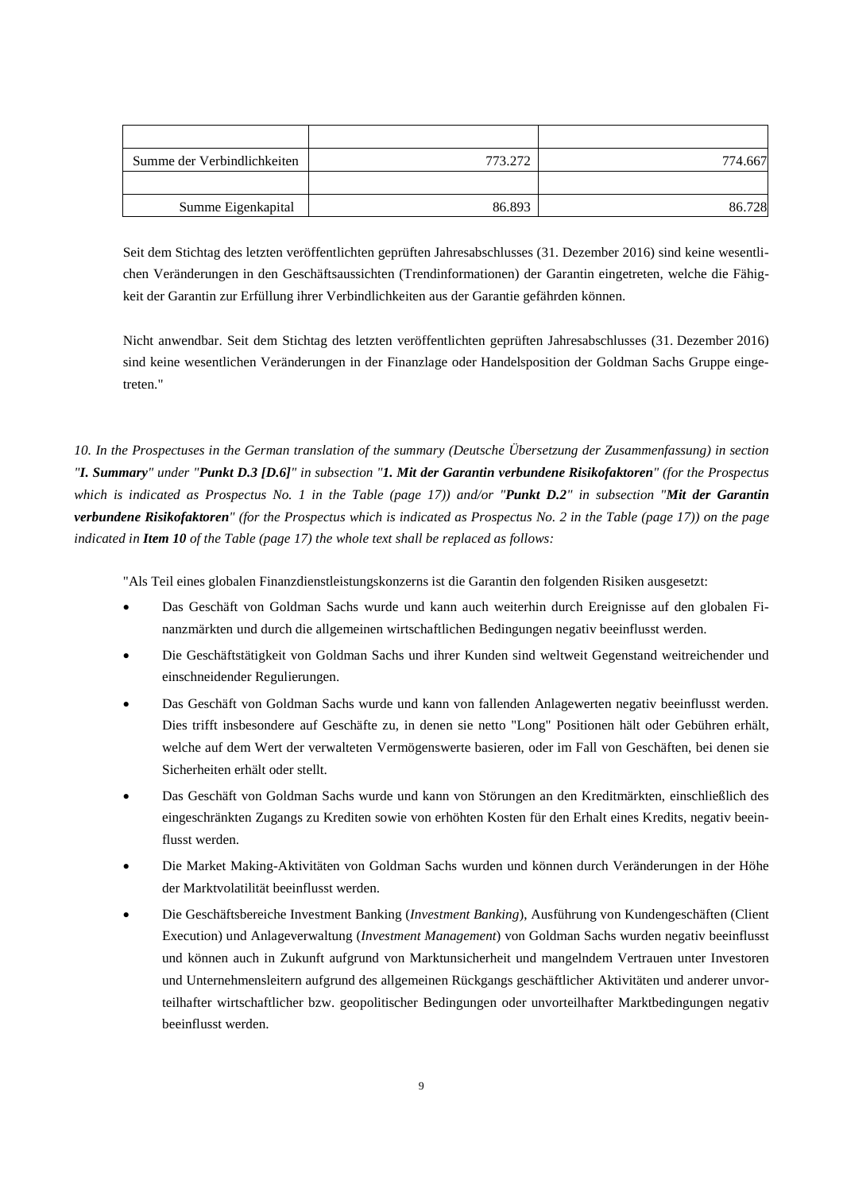| | | |
|---|---|---|
| Summe der Verbindlichkeiten | 773.272 | 774.667 |
| | | |
| Summe Eigenkapital | 86.893 | 86.728 |

Seit dem Stichtag des letzten veröffentlichten geprüften Jahresabschlusses (31. Dezember 2016) sind keine wesentlichen Veränderungen in den Geschäftsaussichten (Trendinformationen) der Garantin eingetreten, welche die Fähigkeit der Garantin zur Erfüllung ihrer Verbindlichkeiten aus der Garantie gefährden können.

Nicht anwendbar. Seit dem Stichtag des letzten veröffentlichten geprüften Jahresabschlusses (31. Dezember 2016) sind keine wesentlichen Veränderungen in der Finanzlage oder Handelsposition der Goldman Sachs Gruppe eingetreten."

*10. In the Prospectuses in the German translation of the summary (Deutsche Übersetzung der Zusammenfassung) in section "**I. Summary**" under "**Punkt D.3 [D.6]**" in subsection "**1. Mit der Garantin verbundene Risikofaktoren**" (for the Prospectus which is indicated as Prospectus No. 1 in the Table (page 17)) and/or "**Punkt D.2**" in subsection "**Mit der Garantin verbundene Risikofaktoren**" (for the Prospectus which is indicated as Prospectus No. 2 in the Table (page 17)) on the page indicated in **Item 10** of the Table (page 17) the whole text shall be replaced as follows:*

"Als Teil eines globalen Finanzdienstleistungskonzerns ist die Garantin den folgenden Risiken ausgesetzt:

- Das Geschäft von Goldman Sachs wurde und kann auch weiterhin durch Ereignisse auf den globalen Finanzmärkten und durch die allgemeinen wirtschaftlichen Bedingungen negativ beeinflusst werden.
- Die Geschäftstätigkeit von Goldman Sachs und ihrer Kunden sind weltweit Gegenstand weitreichender und einschneidender Regulierungen.
- Das Geschäft von Goldman Sachs wurde und kann von fallenden Anlagewerten negativ beeinflusst werden. Dies trifft insbesondere auf Geschäfte zu, in denen sie netto "Long" Positionen hält oder Gebühren erhält, welche auf dem Wert der verwalteten Vermögenswerte basieren, oder im Fall von Geschäften, bei denen sie Sicherheiten erhält oder stellt.
- Das Geschäft von Goldman Sachs wurde und kann von Störungen an den Kreditmärkten, einschließlich des eingeschränkten Zugangs zu Krediten sowie von erhöhten Kosten für den Erhalt eines Kredits, negativ beeinflusst werden.
- Die Market Making-Aktivitäten von Goldman Sachs wurden und können durch Veränderungen in der Höhe der Marktvolatilität beeinflusst werden.
- Die Geschäftsbereiche Investment Banking (*Investment Banking*), Ausführung von Kundengeschäften (Client Execution) und Anlageverwaltung (*Investment Management*) von Goldman Sachs wurden negativ beeinflusst und können auch in Zukunft aufgrund von Marktunsicherheit und mangelndem Vertrauen unter Investoren und Unternehmensleitern aufgrund des allgemeinen Rückgangs geschäftlicher Aktivitäten und anderer unvorteilhafter wirtschaftlicher bzw. geopolitischer Bedingungen oder unvorteilhafter Marktbedingungen negativ beeinflusst werden.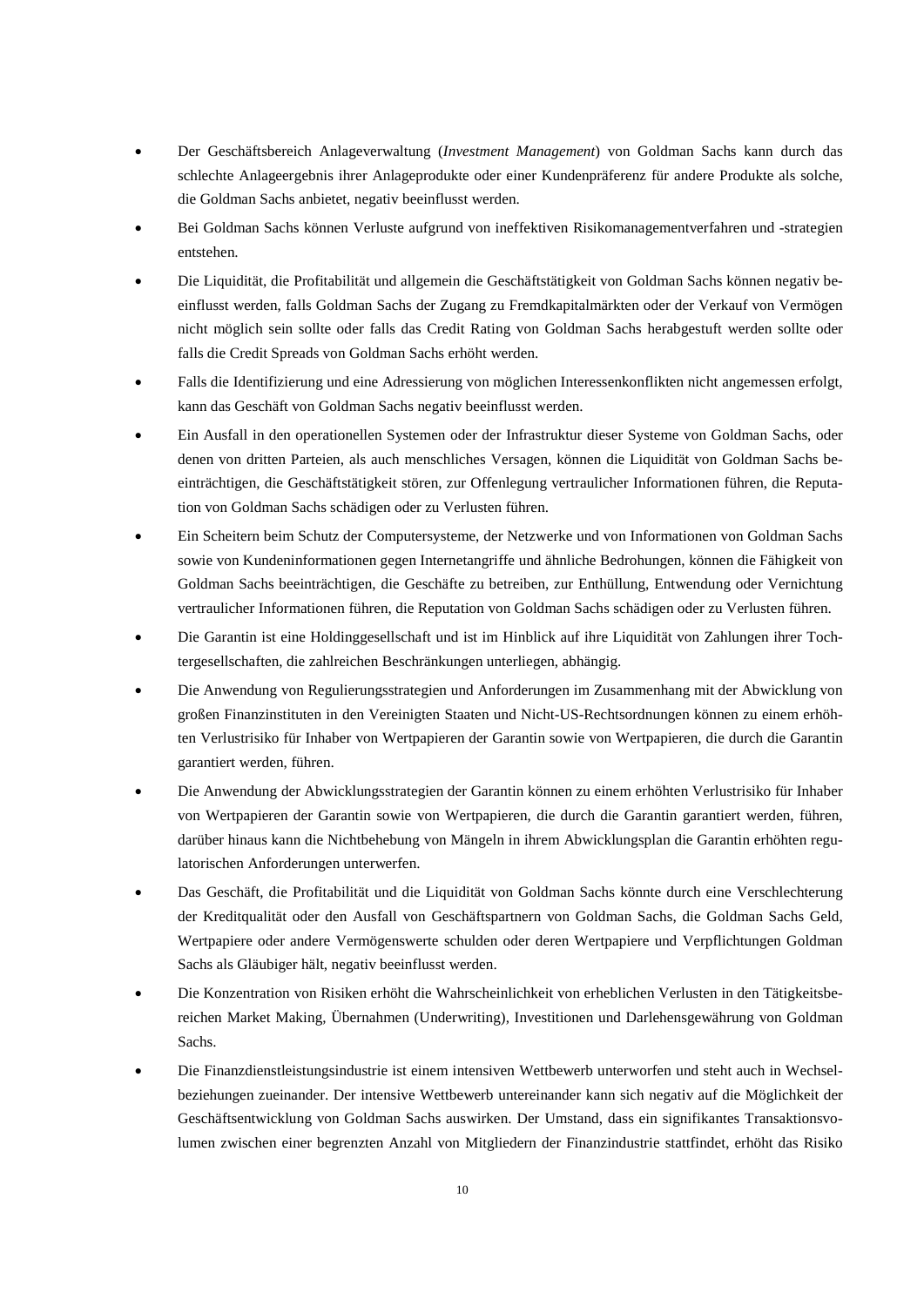- Der Geschäftsbereich Anlageverwaltung (*Investment Management*) von Goldman Sachs kann durch das schlechte Anlageergebnis ihrer Anlageprodukte oder einer Kundenpräferenz für andere Produkte als solche, die Goldman Sachs anbietet, negativ beeinflusst werden.
- Bei Goldman Sachs können Verluste aufgrund von ineffektiven Risikomanagementverfahren und -strategien entstehen.
- Die Liquidität, die Profitabilität und allgemein die Geschäftstätigkeit von Goldman Sachs können negativ beeinflusst werden, falls Goldman Sachs der Zugang zu Fremdkapitalmärkten oder der Verkauf von Vermögen nicht möglich sein sollte oder falls das Credit Rating von Goldman Sachs herabgestuft werden sollte oder falls die Credit Spreads von Goldman Sachs erhöht werden.
- Falls die Identifizierung und eine Adressierung von möglichen Interessenkonflikten nicht angemessen erfolgt, kann das Geschäft von Goldman Sachs negativ beeinflusst werden.
- Ein Ausfall in den operationellen Systemen oder der Infrastruktur dieser Systeme von Goldman Sachs, oder denen von dritten Parteien, als auch menschliches Versagen, können die Liquidität von Goldman Sachs beeinträchtigen, die Geschäftstätigkeit stören, zur Offenlegung vertraulicher Informationen führen, die Reputation von Goldman Sachs schädigen oder zu Verlusten führen.
- Ein Scheitern beim Schutz der Computersysteme, der Netzwerke und von Informationen von Goldman Sachs sowie von Kundeninformationen gegen Internetangriffe und ähnliche Bedrohungen, können die Fähigkeit von Goldman Sachs beeinträchtigen, die Geschäfte zu betreiben, zur Enthüllung, Entwendung oder Vernichtung vertraulicher Informationen führen, die Reputation von Goldman Sachs schädigen oder zu Verlusten führen.
- Die Garantin ist eine Holdinggesellschaft und ist im Hinblick auf ihre Liquidität von Zahlungen ihrer Tochtergesellschaften, die zahlreichen Beschränkungen unterliegen, abhängig.
- Die Anwendung von Regulierungsstrategien und Anforderungen im Zusammenhang mit der Abwicklung von großen Finanzinstituten in den Vereinigten Staaten und Nicht-US-Rechtsordnungen können zu einem erhöhten Verlustrisiko für Inhaber von Wertpapieren der Garantin sowie von Wertpapieren, die durch die Garantin garantiert werden, führen.
- Die Anwendung der Abwicklungsstrategien der Garantin können zu einem erhöhten Verlustrisiko für Inhaber von Wertpapieren der Garantin sowie von Wertpapieren, die durch die Garantin garantiert werden, führen, darüber hinaus kann die Nichtbehebung von Mängeln in ihrem Abwicklungsplan die Garantin erhöhten regulatorischen Anforderungen unterwerfen.
- Das Geschäft, die Profitabilität und die Liquidität von Goldman Sachs könnte durch eine Verschlechterung der Kreditqualität oder den Ausfall von Geschäftspartnern von Goldman Sachs, die Goldman Sachs Geld, Wertpapiere oder andere Vermögenswerte schulden oder deren Wertpapiere und Verpflichtungen Goldman Sachs als Gläubiger hält, negativ beeinflusst werden.
- Die Konzentration von Risiken erhöht die Wahrscheinlichkeit von erheblichen Verlusten in den Tätigkeitsbereichen Market Making, Übernahmen (Underwriting), Investitionen und Darlehensgewährung von Goldman Sachs.
- Die Finanzdienstleistungsindustrie ist einem intensiven Wettbewerb unterworfen und steht auch in Wechselbeziehungen zueinander. Der intensive Wettbewerb untereinander kann sich negativ auf die Möglichkeit der Geschäftsentwicklung von Goldman Sachs auswirken. Der Umstand, dass ein signifikantes Transaktionsvolumen zwischen einer begrenzten Anzahl von Mitgliedern der Finanzindustrie stattfindet, erhöht das Risiko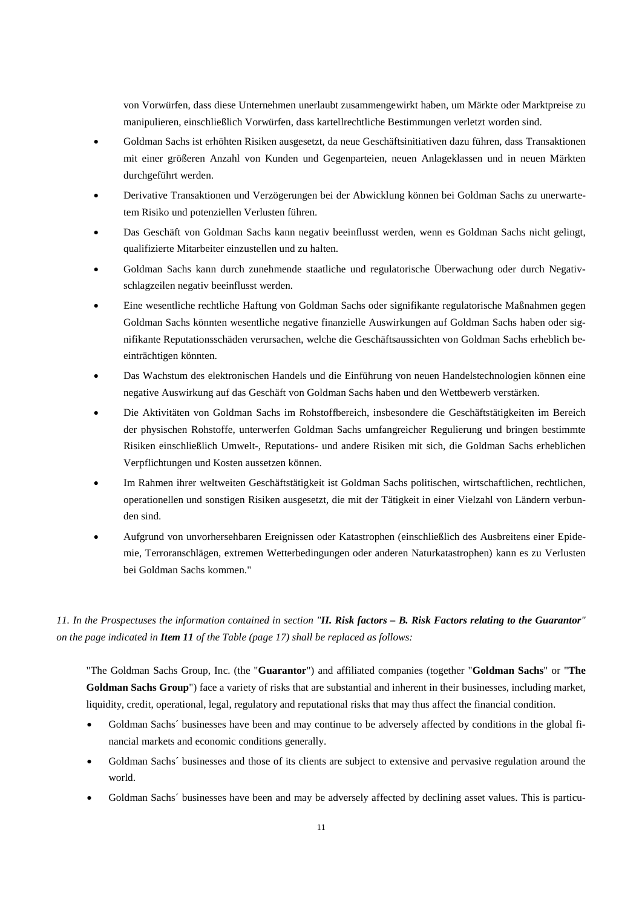von Vorwürfen, dass diese Unternehmen unerlaubt zusammengewirkt haben, um Märkte oder Marktpreise zu manipulieren, einschließlich Vorwürfen, dass kartellrechtliche Bestimmungen verletzt worden sind.

- Goldman Sachs ist erhöhten Risiken ausgesetzt, da neue Geschäftsinitiativen dazu führen, dass Transaktionen mit einer größeren Anzahl von Kunden und Gegenparteien, neuen Anlageklassen und in neuen Märkten durchgeführt werden.
- Derivative Transaktionen und Verzögerungen bei der Abwicklung können bei Goldman Sachs zu unerwartetem Risiko und potenziellen Verlusten führen.
- Das Geschäft von Goldman Sachs kann negativ beeinflusst werden, wenn es Goldman Sachs nicht gelingt, qualifizierte Mitarbeiter einzustellen und zu halten.
- Goldman Sachs kann durch zunehmende staatliche und regulatorische Überwachung oder durch Negativschlagzeilen negativ beeinflusst werden.
- Eine wesentliche rechtliche Haftung von Goldman Sachs oder signifikante regulatorische Maßnahmen gegen Goldman Sachs könnten wesentliche negative finanzielle Auswirkungen auf Goldman Sachs haben oder signifikante Reputationsschäden verursachen, welche die Geschäftsaussichten von Goldman Sachs erheblich beeinträchtigen könnten.
- Das Wachstum des elektronischen Handels und die Einführung von neuen Handelstechnologien können eine negative Auswirkung auf das Geschäft von Goldman Sachs haben und den Wettbewerb verstärken.
- Die Aktivitäten von Goldman Sachs im Rohstoffbereich, insbesondere die Geschäftstätigkeiten im Bereich der physischen Rohstoffe, unterwerfen Goldman Sachs umfangreicher Regulierung und bringen bestimmte Risiken einschließlich Umwelt-, Reputations- und andere Risiken mit sich, die Goldman Sachs erheblichen Verpflichtungen und Kosten aussetzen können.
- Im Rahmen ihrer weltweiten Geschäftstätigkeit ist Goldman Sachs politischen, wirtschaftlichen, rechtlichen, operationellen und sonstigen Risiken ausgesetzt, die mit der Tätigkeit in einer Vielzahl von Ländern verbunden sind.
- Aufgrund von unvorhersehbaren Ereignissen oder Katastrophen (einschließlich des Ausbreitens einer Epidemie, Terroranschlägen, extremen Wetterbedingungen oder anderen Naturkatastrophen) kann es zu Verlusten bei Goldman Sachs kommen."

*11. In the Prospectuses the information contained in section "**II. Risk factors – B. Risk Factors relating to the Guarantor**" on the page indicated in **Item 11** of the Table (page 17) shall be replaced as follows:*

"The Goldman Sachs Group, Inc. (the "**Guarantor**") and affiliated companies (together "**Goldman Sachs**" or "**The Goldman Sachs Group**") face a variety of risks that are substantial and inherent in their businesses, including market, liquidity, credit, operational, legal, regulatory and reputational risks that may thus affect the financial condition.

- Goldman Sachs´ businesses have been and may continue to be adversely affected by conditions in the global financial markets and economic conditions generally.
- Goldman Sachs´ businesses and those of its clients are subject to extensive and pervasive regulation around the world.
- Goldman Sachs´ businesses have been and may be adversely affected by declining asset values. This is particu-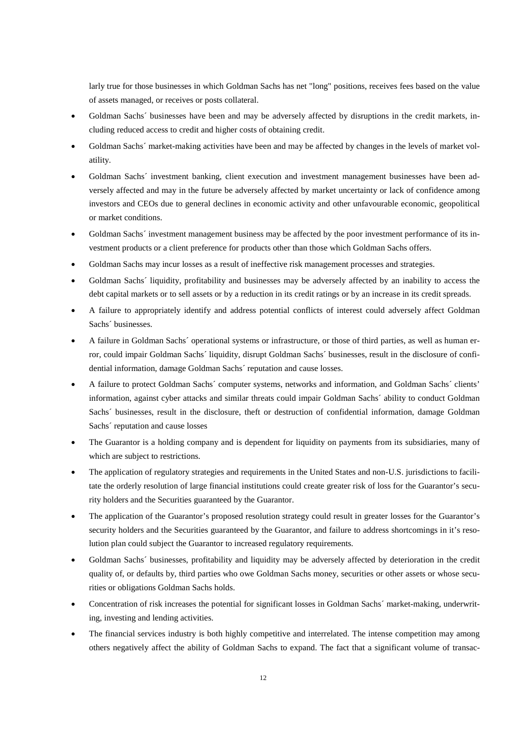larly true for those businesses in which Goldman Sachs has net "long" positions, receives fees based on the value of assets managed, or receives or posts collateral.

- Goldman Sachs´ businesses have been and may be adversely affected by disruptions in the credit markets, including reduced access to credit and higher costs of obtaining credit.
- Goldman Sachs´ market-making activities have been and may be affected by changes in the levels of market volatility.
- Goldman Sachs´ investment banking, client execution and investment management businesses have been adversely affected and may in the future be adversely affected by market uncertainty or lack of confidence among investors and CEOs due to general declines in economic activity and other unfavourable economic, geopolitical or market conditions.
- Goldman Sachs´ investment management business may be affected by the poor investment performance of its investment products or a client preference for products other than those which Goldman Sachs offers.
- Goldman Sachs may incur losses as a result of ineffective risk management processes and strategies.
- Goldman Sachs´ liquidity, profitability and businesses may be adversely affected by an inability to access the debt capital markets or to sell assets or by a reduction in its credit ratings or by an increase in its credit spreads.
- A failure to appropriately identify and address potential conflicts of interest could adversely affect Goldman Sachs´ businesses.
- A failure in Goldman Sachs´ operational systems or infrastructure, or those of third parties, as well as human error, could impair Goldman Sachs´ liquidity, disrupt Goldman Sachs´ businesses, result in the disclosure of confidential information, damage Goldman Sachs´ reputation and cause losses.
- A failure to protect Goldman Sachs´ computer systems, networks and information, and Goldman Sachs´ clients' information, against cyber attacks and similar threats could impair Goldman Sachs´ ability to conduct Goldman Sachs´ businesses, result in the disclosure, theft or destruction of confidential information, damage Goldman Sachs´ reputation and cause losses
- The Guarantor is a holding company and is dependent for liquidity on payments from its subsidiaries, many of which are subject to restrictions.
- The application of regulatory strategies and requirements in the United States and non-U.S. jurisdictions to facilitate the orderly resolution of large financial institutions could create greater risk of loss for the Guarantor's security holders and the Securities guaranteed by the Guarantor.
- The application of the Guarantor's proposed resolution strategy could result in greater losses for the Guarantor's security holders and the Securities guaranteed by the Guarantor, and failure to address shortcomings in it's resolution plan could subject the Guarantor to increased regulatory requirements.
- Goldman Sachs´ businesses, profitability and liquidity may be adversely affected by deterioration in the credit quality of, or defaults by, third parties who owe Goldman Sachs money, securities or other assets or whose securities or obligations Goldman Sachs holds.
- Concentration of risk increases the potential for significant losses in Goldman Sachs´ market-making, underwriting, investing and lending activities.
- The financial services industry is both highly competitive and interrelated. The intense competition may among others negatively affect the ability of Goldman Sachs to expand. The fact that a significant volume of transac-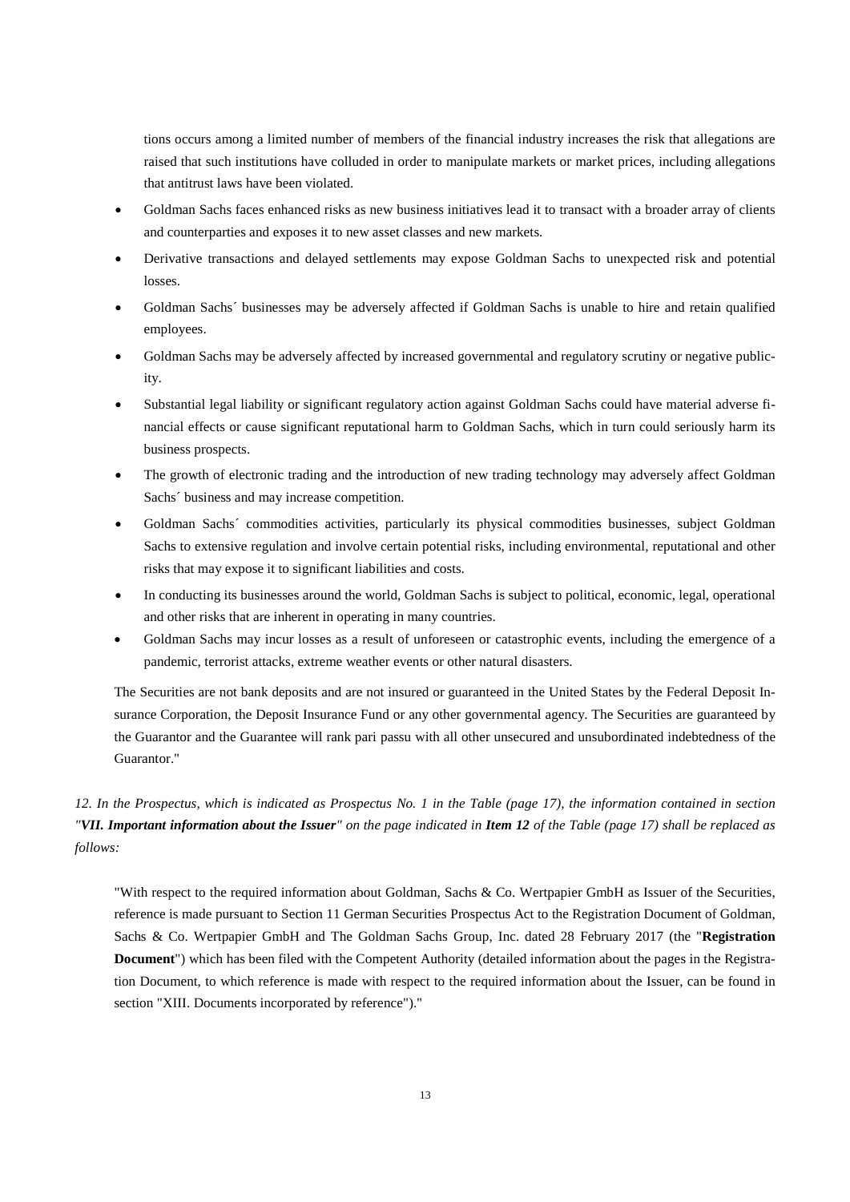tions occurs among a limited number of members of the financial industry increases the risk that allegations are raised that such institutions have colluded in order to manipulate markets or market prices, including allegations that antitrust laws have been violated.

- Goldman Sachs faces enhanced risks as new business initiatives lead it to transact with a broader array of clients and counterparties and exposes it to new asset classes and new markets.
- Derivative transactions and delayed settlements may expose Goldman Sachs to unexpected risk and potential losses.
- Goldman Sachs´ businesses may be adversely affected if Goldman Sachs is unable to hire and retain qualified employees.
- Goldman Sachs may be adversely affected by increased governmental and regulatory scrutiny or negative publicity.
- Substantial legal liability or significant regulatory action against Goldman Sachs could have material adverse financial effects or cause significant reputational harm to Goldman Sachs, which in turn could seriously harm its business prospects.
- The growth of electronic trading and the introduction of new trading technology may adversely affect Goldman Sachs´ business and may increase competition.
- Goldman Sachs´ commodities activities, particularly its physical commodities businesses, subject Goldman Sachs to extensive regulation and involve certain potential risks, including environmental, reputational and other risks that may expose it to significant liabilities and costs.
- In conducting its businesses around the world, Goldman Sachs is subject to political, economic, legal, operational and other risks that are inherent in operating in many countries.
- Goldman Sachs may incur losses as a result of unforeseen or catastrophic events, including the emergence of a pandemic, terrorist attacks, extreme weather events or other natural disasters.

The Securities are not bank deposits and are not insured or guaranteed in the United States by the Federal Deposit Insurance Corporation, the Deposit Insurance Fund or any other governmental agency. The Securities are guaranteed by the Guarantor and the Guarantee will rank pari passu with all other unsecured and unsubordinated indebtedness of the Guarantor."

*12. In the Prospectus, which is indicated as Prospectus No. 1 in the Table (page 17), the information contained in section "**VII. Important information about the Issuer**" on the page indicated in **Item 12** of the Table (page 17) shall be replaced as follows:*

"With respect to the required information about Goldman, Sachs & Co. Wertpapier GmbH as Issuer of the Securities, reference is made pursuant to Section 11 German Securities Prospectus Act to the Registration Document of Goldman, Sachs & Co. Wertpapier GmbH and The Goldman Sachs Group, Inc. dated 28 February 2017 (the "**Registration Document**") which has been filed with the Competent Authority (detailed information about the pages in the Registration Document, to which reference is made with respect to the required information about the Issuer, can be found in section "XIII. Documents incorporated by reference")."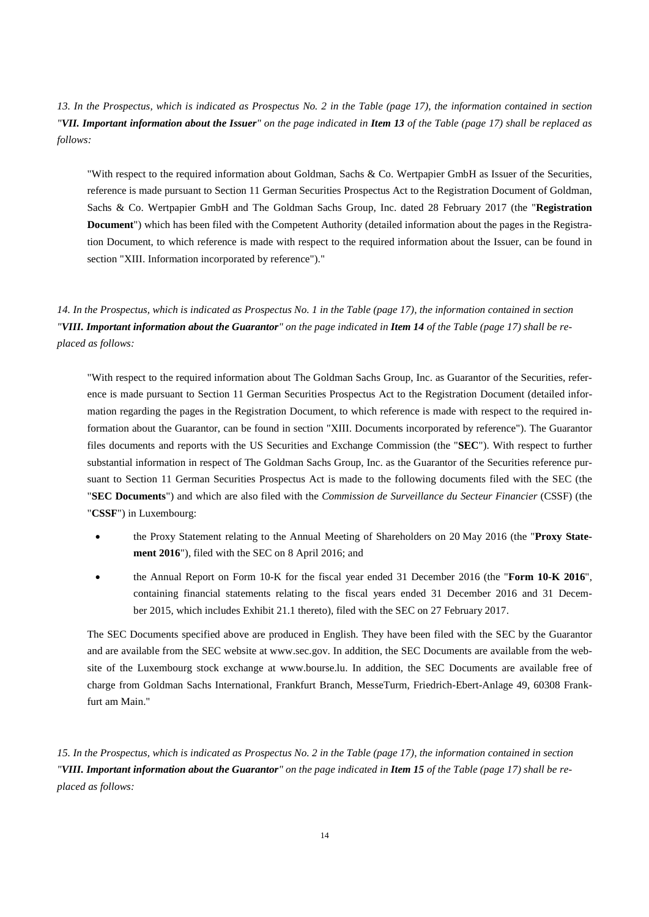*13. In the Prospectus, which is indicated as Prospectus No. 2 in the Table (page 17), the information contained in section "**VII. Important information about the Issuer**" on the page indicated in **Item 13** of the Table (page 17) shall be replaced as follows:*

> "With respect to the required information about Goldman, Sachs & Co. Wertpapier GmbH as Issuer of the Securities, reference is made pursuant to Section 11 German Securities Prospectus Act to the Registration Document of Goldman, Sachs & Co. Wertpapier GmbH and The Goldman Sachs Group, Inc. dated 28 February 2017 (the "**Registration Document**") which has been filed with the Competent Authority (detailed information about the pages in the Registration Document, to which reference is made with respect to the required information about the Issuer, can be found in section "XIII. Information incorporated by reference")."

*14. In the Prospectus, which is indicated as Prospectus No. 1 in the Table (page 17), the information contained in section "**VIII. Important information about the Guarantor**" on the page indicated in **Item 14** of the Table (page 17) shall be replaced as follows:*

> "With respect to the required information about The Goldman Sachs Group, Inc. as Guarantor of the Securities, reference is made pursuant to Section 11 German Securities Prospectus Act to the Registration Document (detailed information regarding the pages in the Registration Document, to which reference is made with respect to the required information about the Guarantor, can be found in section "XIII. Documents incorporated by reference"). The Guarantor files documents and reports with the US Securities and Exchange Commission (the "**SEC**"). With respect to further substantial information in respect of The Goldman Sachs Group, Inc. as the Guarantor of the Securities reference pursuant to Section 11 German Securities Prospectus Act is made to the following documents filed with the SEC (the "**SEC Documents**") and which are also filed with the *Commission de Surveillance du Secteur Financier* (CSSF) (the "**CSSF**") in Luxembourg:
>
> - the Proxy Statement relating to the Annual Meeting of Shareholders on 20 May 2016 (the "**Proxy Statement 2016**"), filed with the SEC on 8 April 2016; and
> - the Annual Report on Form 10-K for the fiscal year ended 31 December 2016 (the "**Form 10-K 2016**", containing financial statements relating to the fiscal years ended 31 December 2016 and 31 December 2015, which includes Exhibit 21.1 thereto), filed with the SEC on 27 February 2017.
>
> The SEC Documents specified above are produced in English. They have been filed with the SEC by the Guarantor and are available from the SEC website at www.sec.gov. In addition, the SEC Documents are available from the website of the Luxembourg stock exchange at www.bourse.lu. In addition, the SEC Documents are available free of charge from Goldman Sachs International, Frankfurt Branch, MesseTurm, Friedrich-Ebert-Anlage 49, 60308 Frankfurt am Main."

*15. In the Prospectus, which is indicated as Prospectus No. 2 in the Table (page 17), the information contained in section "**VIII. Important information about the Guarantor**" on the page indicated in **Item 15** of the Table (page 17) shall be replaced as follows:*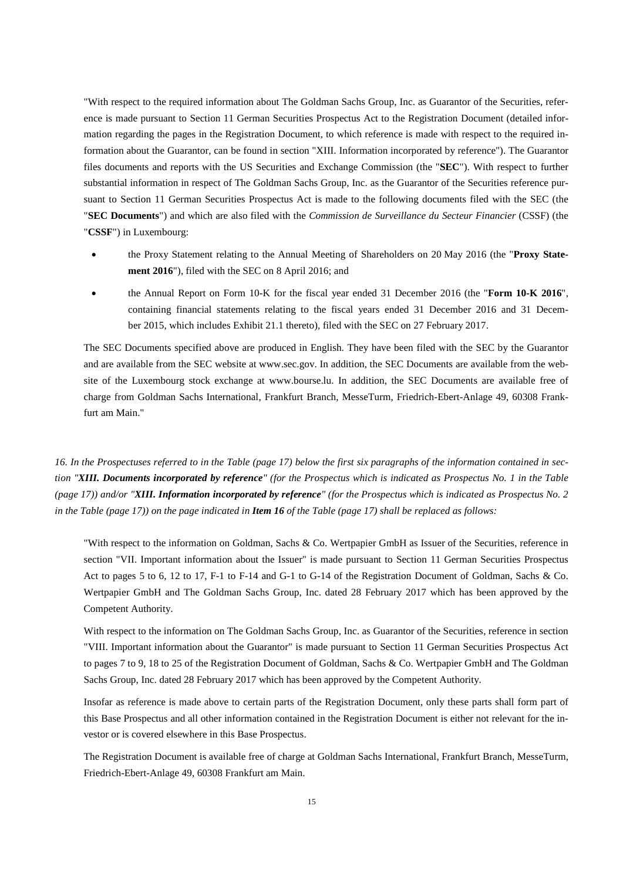"With respect to the required information about The Goldman Sachs Group, Inc. as Guarantor of the Securities, reference is made pursuant to Section 11 German Securities Prospectus Act to the Registration Document (detailed information regarding the pages in the Registration Document, to which reference is made with respect to the required information about the Guarantor, can be found in section "XIII. Information incorporated by reference"). The Guarantor files documents and reports with the US Securities and Exchange Commission (the "**SEC**"). With respect to further substantial information in respect of The Goldman Sachs Group, Inc. as the Guarantor of the Securities reference pursuant to Section 11 German Securities Prospectus Act is made to the following documents filed with the SEC (the "**SEC Documents**") and which are also filed with the *Commission de Surveillance du Secteur Financier* (CSSF) (the "**CSSF**") in Luxembourg:

- the Proxy Statement relating to the Annual Meeting of Shareholders on 20 May 2016 (the "**Proxy Statement 2016**"), filed with the SEC on 8 April 2016; and
- the Annual Report on Form 10-K for the fiscal year ended 31 December 2016 (the "**Form 10-K 2016**", containing financial statements relating to the fiscal years ended 31 December 2016 and 31 December 2015, which includes Exhibit 21.1 thereto), filed with the SEC on 27 February 2017.

The SEC Documents specified above are produced in English. They have been filed with the SEC by the Guarantor and are available from the SEC website at www.sec.gov. In addition, the SEC Documents are available from the website of the Luxembourg stock exchange at www.bourse.lu. In addition, the SEC Documents are available free of charge from Goldman Sachs International, Frankfurt Branch, MesseTurm, Friedrich-Ebert-Anlage 49, 60308 Frankfurt am Main."

*16. In the Prospectuses referred to in the Table (page 17) below the first six paragraphs of the information contained in section "**XIII. Documents incorporated by reference**" (for the Prospectus which is indicated as Prospectus No. 1 in the Table (page 17)) and/or "**XIII. Information incorporated by reference**" (for the Prospectus which is indicated as Prospectus No. 2 in the Table (page 17)) on the page indicated in **Item 16** of the Table (page 17) shall be replaced as follows:*

"With respect to the information on Goldman, Sachs & Co. Wertpapier GmbH as Issuer of the Securities, reference in section "VII. Important information about the Issuer" is made pursuant to Section 11 German Securities Prospectus Act to pages 5 to 6, 12 to 17, F-1 to F-14 and G-1 to G-14 of the Registration Document of Goldman, Sachs & Co. Wertpapier GmbH and The Goldman Sachs Group, Inc. dated 28 February 2017 which has been approved by the Competent Authority.

With respect to the information on The Goldman Sachs Group, Inc. as Guarantor of the Securities, reference in section "VIII. Important information about the Guarantor" is made pursuant to Section 11 German Securities Prospectus Act to pages 7 to 9, 18 to 25 of the Registration Document of Goldman, Sachs & Co. Wertpapier GmbH and The Goldman Sachs Group, Inc. dated 28 February 2017 which has been approved by the Competent Authority.

Insofar as reference is made above to certain parts of the Registration Document, only these parts shall form part of this Base Prospectus and all other information contained in the Registration Document is either not relevant for the investor or is covered elsewhere in this Base Prospectus.

The Registration Document is available free of charge at Goldman Sachs International, Frankfurt Branch, MesseTurm, Friedrich-Ebert-Anlage 49, 60308 Frankfurt am Main.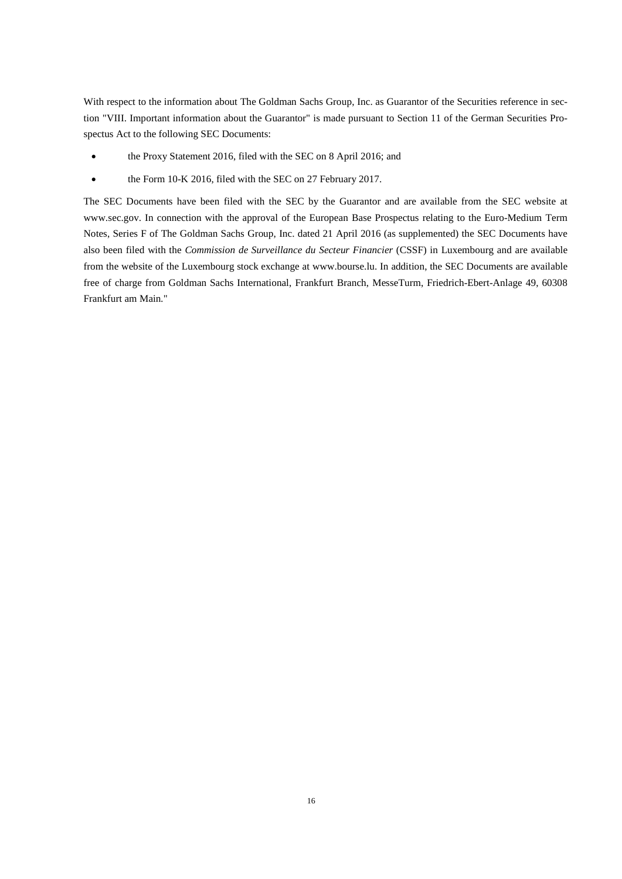With respect to the information about The Goldman Sachs Group, Inc. as Guarantor of the Securities reference in section "VIII. Important information about the Guarantor" is made pursuant to Section 11 of the German Securities Prospectus Act to the following SEC Documents:

- the Proxy Statement 2016, filed with the SEC on 8 April 2016; and
- the Form 10-K 2016, filed with the SEC on 27 February 2017.

The SEC Documents have been filed with the SEC by the Guarantor and are available from the SEC website at www.sec.gov. In connection with the approval of the European Base Prospectus relating to the Euro-Medium Term Notes, Series F of The Goldman Sachs Group, Inc. dated 21 April 2016 (as supplemented) the SEC Documents have also been filed with the *Commission de Surveillance du Secteur Financier* (CSSF) in Luxembourg and are available from the website of the Luxembourg stock exchange at www.bourse.lu. In addition, the SEC Documents are available free of charge from Goldman Sachs International, Frankfurt Branch, MesseTurm, Friedrich-Ebert-Anlage 49, 60308 Frankfurt am Main."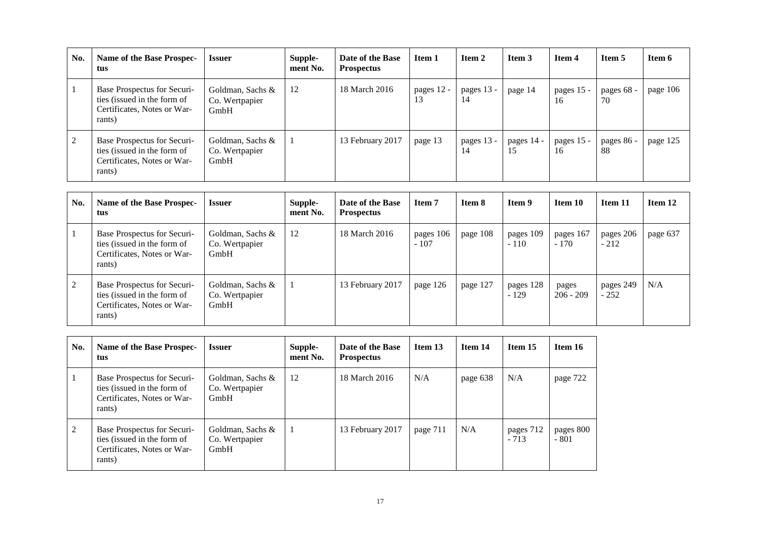| No. | Name of the Base Prospectus | Issuer | Supplement No. | Date of the Base Prospectus | Item 1 | Item 2 | Item 3 | Item 4 | Item 5 | Item 6 |
|---|---|---|---|---|---|---|---|---|---|---|
| 1 | Base Prospectus for Securities (issued in the form of Certificates, Notes or Warrants) | Goldman, Sachs & Co. Wertpapier GmbH | 12 | 18 March 2016 | pages 12 - 13 | pages 13 - 14 | page 14 | pages 15 - 16 | pages 68 - 70 | page 106 |
| 2 | Base Prospectus for Securities (issued in the form of Certificates, Notes or Warrants) | Goldman, Sachs & Co. Wertpapier GmbH | 1 | 13 February 2017 | page 13 | pages 13 - 14 | pages 14 - 15 | pages 15 - 16 | pages 86 - 88 | page 125 |

| No. | Name of the Base Prospectus | Issuer | Supplement No. | Date of the Base Prospectus | Item 7 | Item 8 | Item 9 | Item 10 | Item 11 | Item 12 |
|---|---|---|---|---|---|---|---|---|---|---|
| 1 | Base Prospectus for Securities (issued in the form of Certificates, Notes or Warrants) | Goldman, Sachs & Co. Wertpapier GmbH | 12 | 18 March 2016 | pages 106 - 107 | page 108 | pages 109 - 110 | pages 167 - 170 | pages 206 - 212 | page 637 |
| 2 | Base Prospectus for Securities (issued in the form of Certificates, Notes or Warrants) | Goldman, Sachs & Co. Wertpapier GmbH | 1 | 13 February 2017 | page 126 | page 127 | pages 128 - 129 | pages 206 - 209 | pages 249 - 252 | N/A |

| No. | Name of the Base Prospectus | Issuer | Supplement No. | Date of the Base Prospectus | Item 13 | Item 14 | Item 15 | Item 16 |
|---|---|---|---|---|---|---|---|---|
| 1 | Base Prospectus for Securities (issued in the form of Certificates, Notes or Warrants) | Goldman, Sachs & Co. Wertpapier GmbH | 12 | 18 March 2016 | N/A | page 638 | N/A | page 722 |
| 2 | Base Prospectus for Securities (issued in the form of Certificates, Notes or Warrants) | Goldman, Sachs & Co. Wertpapier GmbH | 1 | 13 February 2017 | page 711 | N/A | pages 712 - 713 | pages 800 - 801 |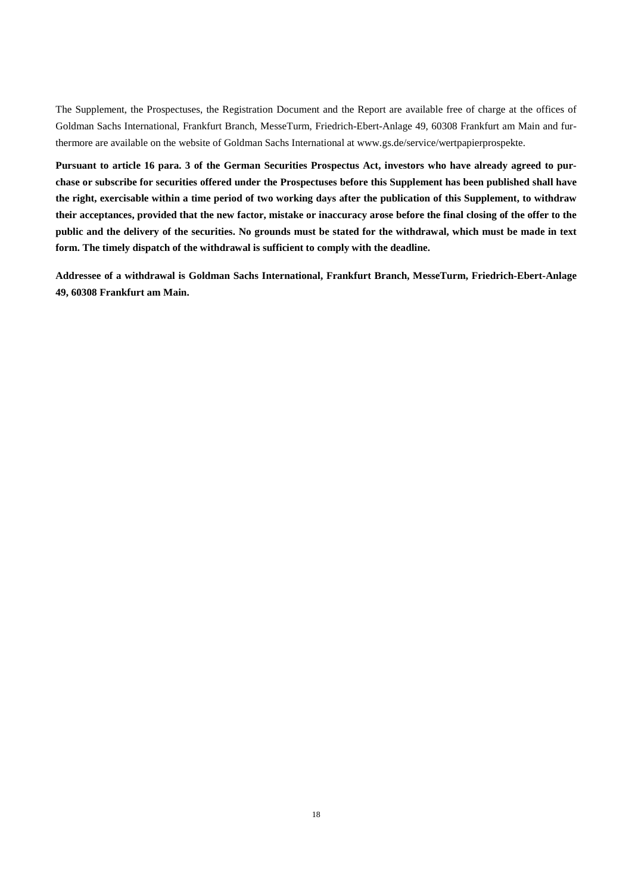The Supplement, the Prospectuses, the Registration Document and the Report are available free of charge at the offices of Goldman Sachs International, Frankfurt Branch, MesseTurm, Friedrich-Ebert-Anlage 49, 60308 Frankfurt am Main and furthermore are available on the website of Goldman Sachs International at www.gs.de/service/wertpapierprospekte.

**Pursuant to article 16 para. 3 of the German Securities Prospectus Act, investors who have already agreed to purchase or subscribe for securities offered under the Prospectuses before this Supplement has been published shall have the right, exercisable within a time period of two working days after the publication of this Supplement, to withdraw their acceptances, provided that the new factor, mistake or inaccuracy arose before the final closing of the offer to the public and the delivery of the securities. No grounds must be stated for the withdrawal, which must be made in text form. The timely dispatch of the withdrawal is sufficient to comply with the deadline.**

**Addressee of a withdrawal is Goldman Sachs International, Frankfurt Branch, MesseTurm, Friedrich-Ebert-Anlage 49, 60308 Frankfurt am Main.**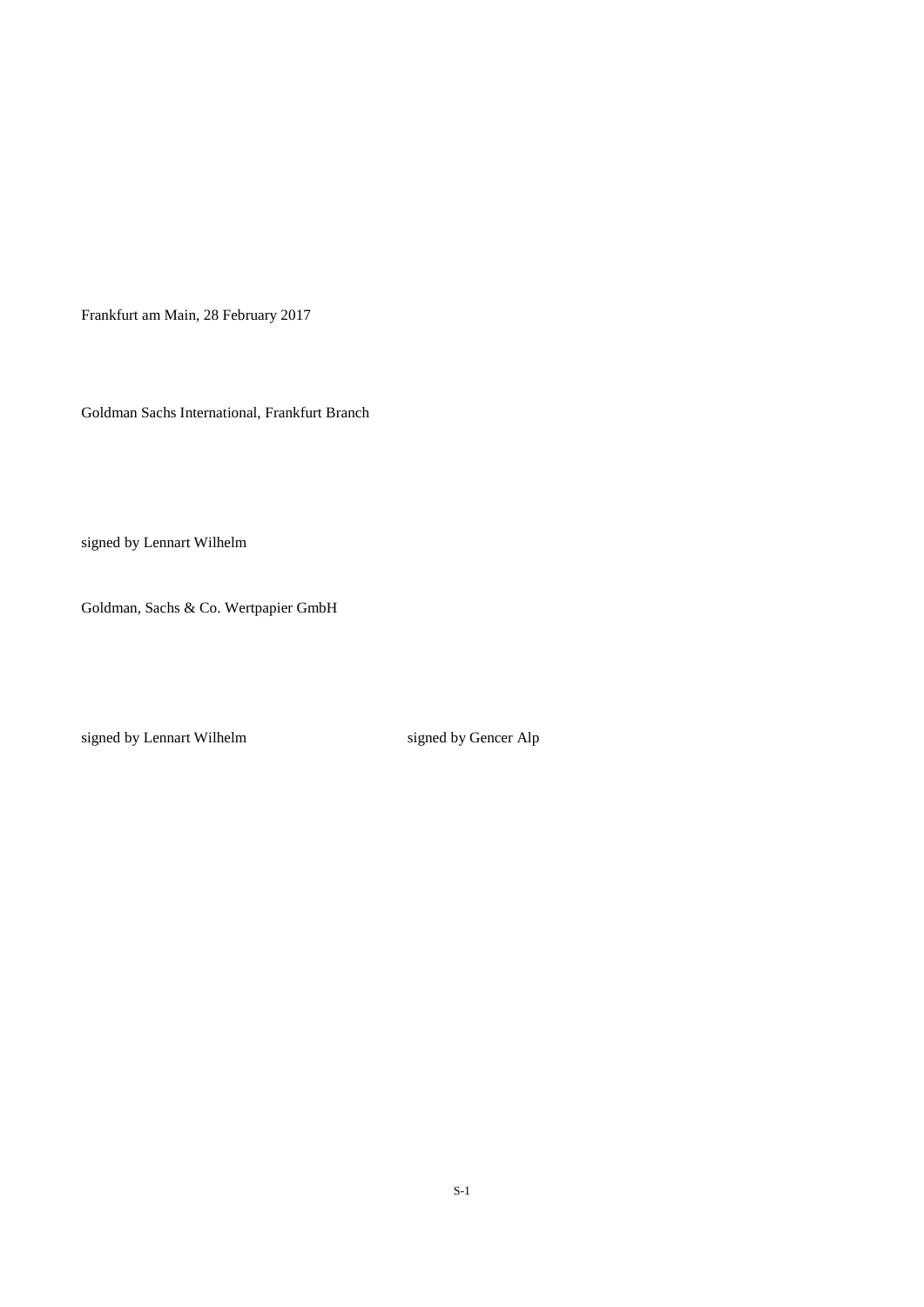Frankfurt am Main, 28 February 2017

Goldman Sachs International, Frankfurt Branch

signed by Lennart Wilhelm

Goldman, Sachs & Co. Wertpapier GmbH

signed by Lennart Wilhelm signed by Gencer Alp